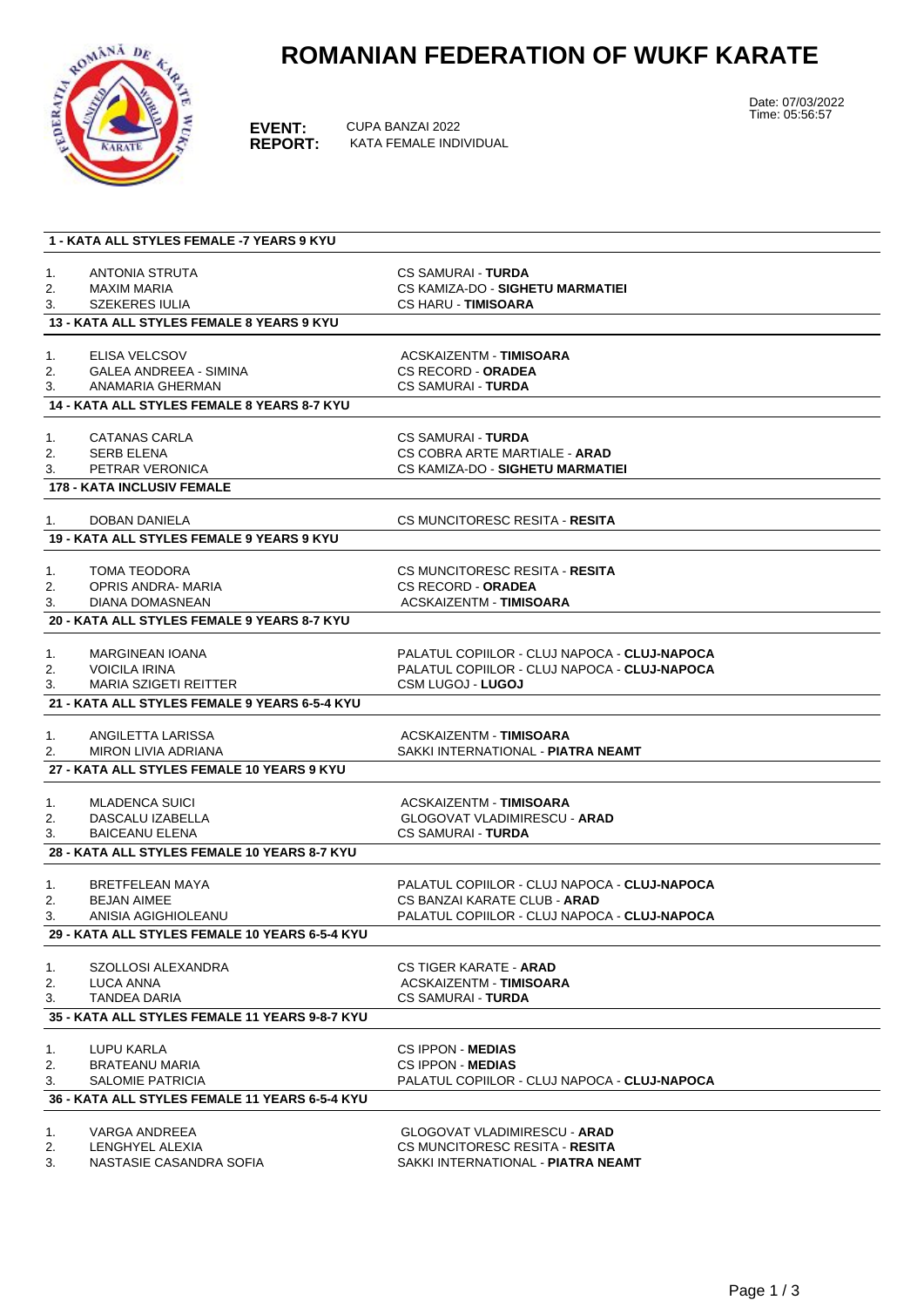# ROMANIAN FEDERATION OF WUKF KARATE

Date: 07/03/2022
Time: 05:56:57

**EVENT:** CUPA BANZAI 2022
**REPORT:** KATA FEMALE INDIVIDUAL

### 1 - KATA ALL STYLES FEMALE -7 YEARS 9 KYU

| | | |
|---|---|---|
| 1. | ANTONIA STRUTA | CS SAMURAI - **TURDA** |
| 2. | MAXIM MARIA | CS KAMIZA-DO - **SIGHETU MARMATIEI** |
| 3. | SZEKERES IULIA | CS HARU - **TIMISOARA** |

### 13 - KATA ALL STYLES FEMALE 8 YEARS 9 KYU

| | | |
|---|---|---|
| 1. | ELISA VELCSOV | ACSKAIZENTM - **TIMISOARA** |
| 2. | GALEA ANDREEA - SIMINA | CS RECORD - **ORADEA** |
| 3. | ANAMARIA GHERMAN | CS SAMURAI - **TURDA** |

### 14 - KATA ALL STYLES FEMALE 8 YEARS 8-7 KYU

| | | |
|---|---|---|
| 1. | CATANAS CARLA | CS SAMURAI - **TURDA** |
| 2. | SERB ELENA | CS COBRA ARTE MARTIALE - **ARAD** |
| 3. | PETRAR VERONICA | CS KAMIZA-DO - **SIGHETU MARMATIEI** |

### 178 - KATA INCLUSIV FEMALE

| | | |
|---|---|---|
| 1. | DOBAN DANIELA | CS MUNCITORESC RESITA - **RESITA** |

### 19 - KATA ALL STYLES FEMALE 9 YEARS 9 KYU

| | | |
|---|---|---|
| 1. | TOMA TEODORA | CS MUNCITORESC RESITA - **RESITA** |
| 2. | OPRIS ANDRA- MARIA | CS RECORD - **ORADEA** |
| 3. | DIANA DOMASNEAN | ACSKAIZENTM - **TIMISOARA** |

### 20 - KATA ALL STYLES FEMALE 9 YEARS 8-7 KYU

| | | |
|---|---|---|
| 1. | MARGINEAN IOANA | PALATUL COPIILOR - CLUJ NAPOCA - **CLUJ-NAPOCA** |
| 2. | VOICILA IRINA | PALATUL COPIILOR - CLUJ NAPOCA - **CLUJ-NAPOCA** |
| 3. | MARIA SZIGETI REITTER | CSM LUGOJ - **LUGOJ** |

### 21 - KATA ALL STYLES FEMALE 9 YEARS 6-5-4 KYU

| | | |
|---|---|---|
| 1. | ANGILETTA LARISSA | ACSKAIZENTM - **TIMISOARA** |
| 2. | MIRON LIVIA ADRIANA | SAKKI INTERNATIONAL - **PIATRA NEAMT** |

### 27 - KATA ALL STYLES FEMALE 10 YEARS 9 KYU

| | | |
|---|---|---|
| 1. | MLADENCA SUICI | ACSKAIZENTM - **TIMISOARA** |
| 2. | DASCALU IZABELLA | GLOGOVAT VLADIMIRESCU - **ARAD** |
| 3. | BAICEANU ELENA | CS SAMURAI - **TURDA** |

### 28 - KATA ALL STYLES FEMALE 10 YEARS 8-7 KYU

| | | |
|---|---|---|
| 1. | BRETFELEAN MAYA | PALATUL COPIILOR - CLUJ NAPOCA - **CLUJ-NAPOCA** |
| 2. | BEJAN AIMEE | CS BANZAI KARATE CLUB - **ARAD** |
| 3. | ANISIA AGIGHIOLEANU | PALATUL COPIILOR - CLUJ NAPOCA - **CLUJ-NAPOCA** |

### 29 - KATA ALL STYLES FEMALE 10 YEARS 6-5-4 KYU

| | | |
|---|---|---|
| 1. | SZOLLOSI ALEXANDRA | CS TIGER KARATE - **ARAD** |
| 2. | LUCA ANNA | ACSKAIZENTM - **TIMISOARA** |
| 3. | TANDEA DARIA | CS SAMURAI - **TURDA** |

### 35 - KATA ALL STYLES FEMALE 11 YEARS 9-8-7 KYU

| | | |
|---|---|---|
| 1. | LUPU KARLA | CS IPPON - **MEDIAS** |
| 2. | BRATEANU MARIA | CS IPPON - **MEDIAS** |
| 3. | SALOMIE PATRICIA | PALATUL COPIILOR - CLUJ NAPOCA - **CLUJ-NAPOCA** |

### 36 - KATA ALL STYLES FEMALE 11 YEARS 6-5-4 KYU

| | | |
|---|---|---|
| 1. | VARGA ANDREEA | GLOGOVAT VLADIMIRESCU - **ARAD** |
| 2. | LENGHYEL ALEXIA | CS MUNCITORESC RESITA - **RESITA** |
| 3. | NASTASIE CASANDRA SOFIA | SAKKI INTERNATIONAL - **PIATRA NEAMT** |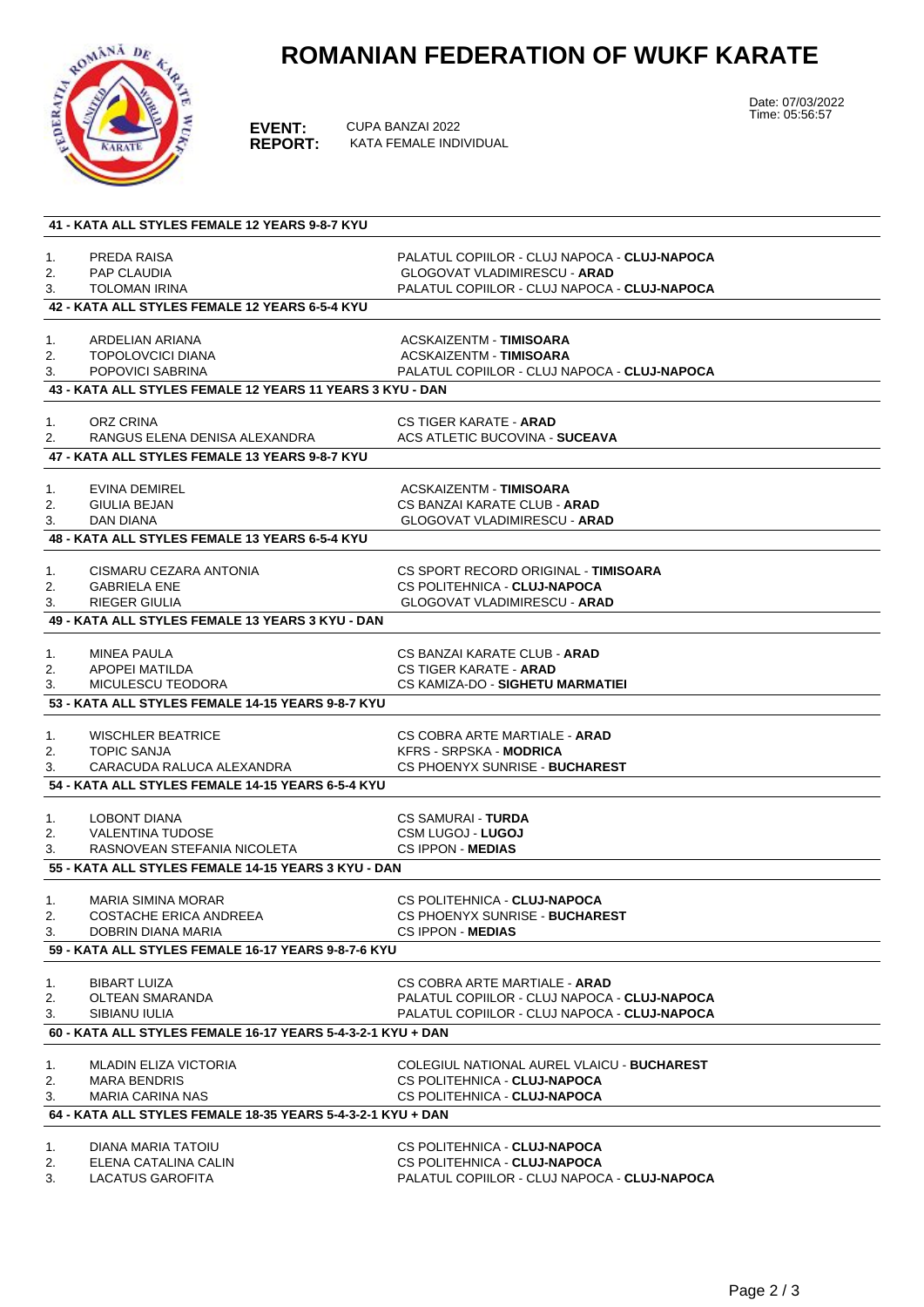# ROMANIAN FEDERATION OF WUKF KARATE

**EVENT:** CUPA BANZAI 2022
**REPORT:** KATA FEMALE INDIVIDUAL

Date: 07/03/2022
Time: 05:56:57

### 41 - KATA ALL STYLES FEMALE 12 YEARS 9-8-7 KYU

| | | |
|---|---|---|
| 1. | PREDA RAISA | PALATUL COPIILOR - CLUJ NAPOCA - **CLUJ-NAPOCA** |
| 2. | PAP CLAUDIA | GLOGOVAT VLADIMIRESCU - **ARAD** |
| 3. | TOLOMAN IRINA | PALATUL COPIILOR - CLUJ NAPOCA - **CLUJ-NAPOCA** |

### 42 - KATA ALL STYLES FEMALE 12 YEARS 6-5-4 KYU

| | | |
|---|---|---|
| 1. | ARDELIAN ARIANA | ACSKAIZENTM - **TIMISOARA** |
| 2. | TOPOLOVCICI DIANA | ACSKAIZENTM - **TIMISOARA** |
| 3. | POPOVICI SABRINA | PALATUL COPIILOR - CLUJ NAPOCA - **CLUJ-NAPOCA** |

### 43 - KATA ALL STYLES FEMALE 12 YEARS 11 YEARS 3 KYU - DAN

| | | |
|---|---|---|
| 1. | ORZ CRINA | CS TIGER KARATE - **ARAD** |
| 2. | RANGUS ELENA DENISA ALEXANDRA | ACS ATLETIC BUCOVINA - **SUCEAVA** |

### 47 - KATA ALL STYLES FEMALE 13 YEARS 9-8-7 KYU

| | | |
|---|---|---|
| 1. | EVINA DEMIREL | ACSKAIZENTM - **TIMISOARA** |
| 2. | GIULIA BEJAN | CS BANZAI KARATE CLUB - **ARAD** |
| 3. | DAN DIANA | GLOGOVAT VLADIMIRESCU - **ARAD** |

### 48 - KATA ALL STYLES FEMALE 13 YEARS 6-5-4 KYU

| | | |
|---|---|---|
| 1. | CISMARU CEZARA ANTONIA | CS SPORT RECORD ORIGINAL - **TIMISOARA** |
| 2. | GABRIELA ENE | CS POLITEHNICA - **CLUJ-NAPOCA** |
| 3. | RIEGER GIULIA | GLOGOVAT VLADIMIRESCU - **ARAD** |

### 49 - KATA ALL STYLES FEMALE 13 YEARS 3 KYU - DAN

| | | |
|---|---|---|
| 1. | MINEA PAULA | CS BANZAI KARATE CLUB - **ARAD** |
| 2. | APOPEI MATILDA | CS TIGER KARATE - **ARAD** |
| 3. | MICULESCU TEODORA | CS KAMIZA-DO - **SIGHETU MARMATIEI** |

### 53 - KATA ALL STYLES FEMALE 14-15 YEARS 9-8-7 KYU

| | | |
|---|---|---|
| 1. | WISCHLER BEATRICE | CS COBRA ARTE MARTIALE - **ARAD** |
| 2. | TOPIC SANJA | KFRS - SRPSKA - **MODRICA** |
| 3. | CARACUDA RALUCA ALEXANDRA | CS PHOENYX SUNRISE - **BUCHAREST** |

### 54 - KATA ALL STYLES FEMALE 14-15 YEARS 6-5-4 KYU

| | | |
|---|---|---|
| 1. | LOBONT DIANA | CS SAMURAI - **TURDA** |
| 2. | VALENTINA TUDOSE | CSM LUGOJ - **LUGOJ** |
| 3. | RASNOVEAN STEFANIA NICOLETA | CS IPPON - **MEDIAS** |

### 55 - KATA ALL STYLES FEMALE 14-15 YEARS 3 KYU - DAN

| | | |
|---|---|---|
| 1. | MARIA SIMINA MORAR | CS POLITEHNICA - **CLUJ-NAPOCA** |
| 2. | COSTACHE ERICA ANDREEA | CS PHOENYX SUNRISE - **BUCHAREST** |
| 3. | DOBRIN DIANA MARIA | CS IPPON - **MEDIAS** |

### 59 - KATA ALL STYLES FEMALE 16-17 YEARS 9-8-7-6 KYU

| | | |
|---|---|---|
| 1. | BIBART LUIZA | CS COBRA ARTE MARTIALE - **ARAD** |
| 2. | OLTEAN SMARANDA | PALATUL COPIILOR - CLUJ NAPOCA - **CLUJ-NAPOCA** |
| 3. | SIBIANU IULIA | PALATUL COPIILOR - CLUJ NAPOCA - **CLUJ-NAPOCA** |

### 60 - KATA ALL STYLES FEMALE 16-17 YEARS 5-4-3-2-1 KYU + DAN

| | | |
|---|---|---|
| 1. | MLADIN ELIZA VICTORIA | COLEGIUL NATIONAL AUREL VLAICU - **BUCHAREST** |
| 2. | MARA BENDRIS | CS POLITEHNICA - **CLUJ-NAPOCA** |
| 3. | MARIA CARINA NAS | CS POLITEHNICA - **CLUJ-NAPOCA** |

### 64 - KATA ALL STYLES FEMALE 18-35 YEARS 5-4-3-2-1 KYU + DAN

| | | |
|---|---|---|
| 1. | DIANA MARIA TATOIU | CS POLITEHNICA - **CLUJ-NAPOCA** |
| 2. | ELENA CATALINA CALIN | CS POLITEHNICA - **CLUJ-NAPOCA** |
| 3. | LACATUS GAROFITA | PALATUL COPIILOR - CLUJ NAPOCA - **CLUJ-NAPOCA** |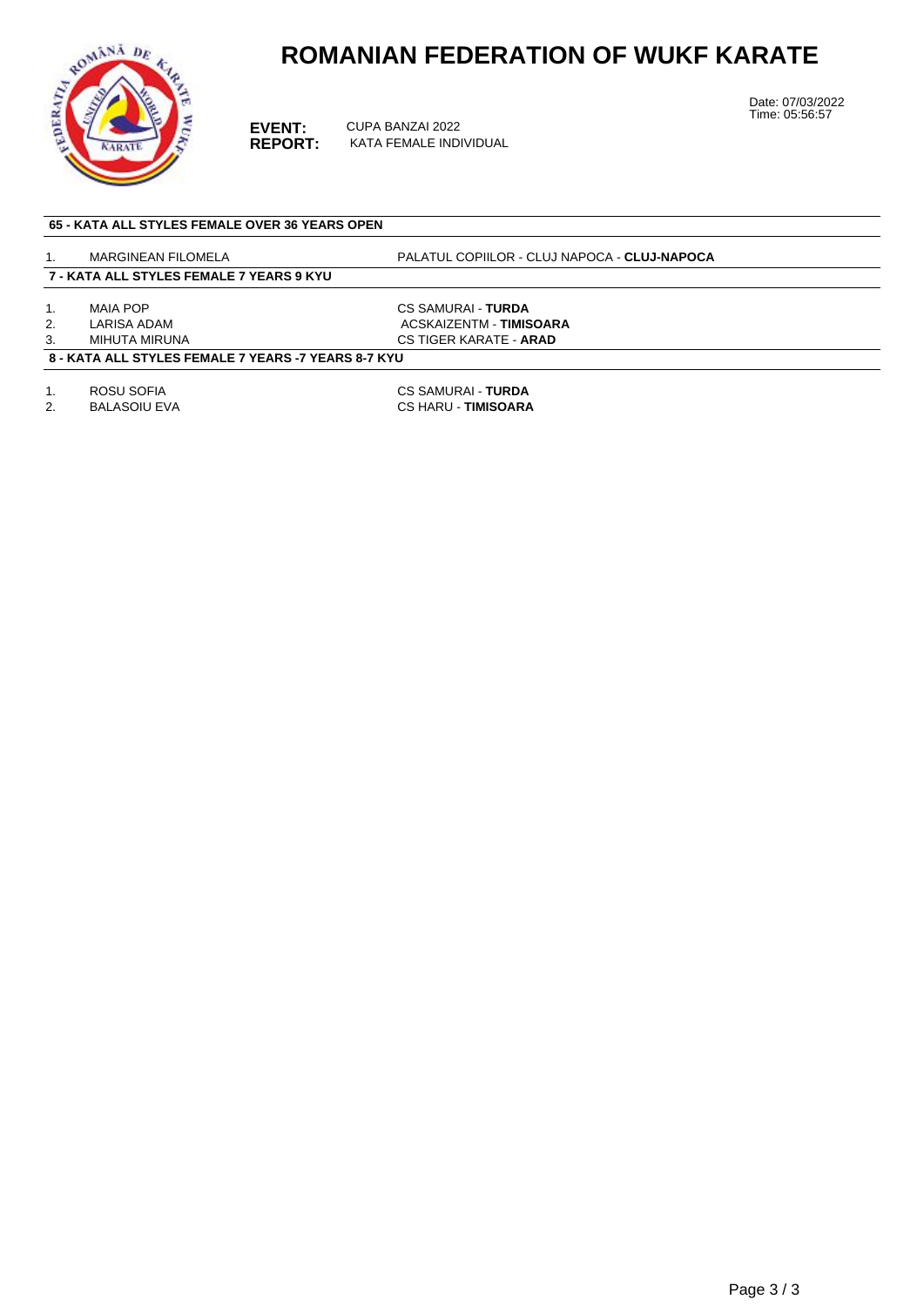# ROMANIAN FEDERATION OF WUKF KARATE

Date: 07/03/2022
Time: 05:56:57

**EVENT:** CUPA BANZAI 2022
**REPORT:** KATA FEMALE INDIVIDUAL

**65 - KATA ALL STYLES FEMALE OVER 36 YEARS OPEN**

| | | |
|---|---|---|
| 1. | MARGINEAN FILOMELA | PALATUL COPIILOR - CLUJ NAPOCA - **CLUJ-NAPOCA** |

**7 - KATA ALL STYLES FEMALE 7 YEARS 9 KYU**

| | | |
|---|---|---|
| 1. | MAIA POP | CS SAMURAI - **TURDA** |
| 2. | LARISA ADAM | ACSKAIZENTM - **TIMISOARA** |
| 3. | MIHUTA MIRUNA | CS TIGER KARATE - **ARAD** |

**8 - KATA ALL STYLES FEMALE 7 YEARS -7 YEARS 8-7 KYU**

| | | |
|---|---|---|
| 1. | ROSU SOFIA | CS SAMURAI - **TURDA** |
| 2. | BALASOIU EVA | CS HARU - **TIMISOARA** |